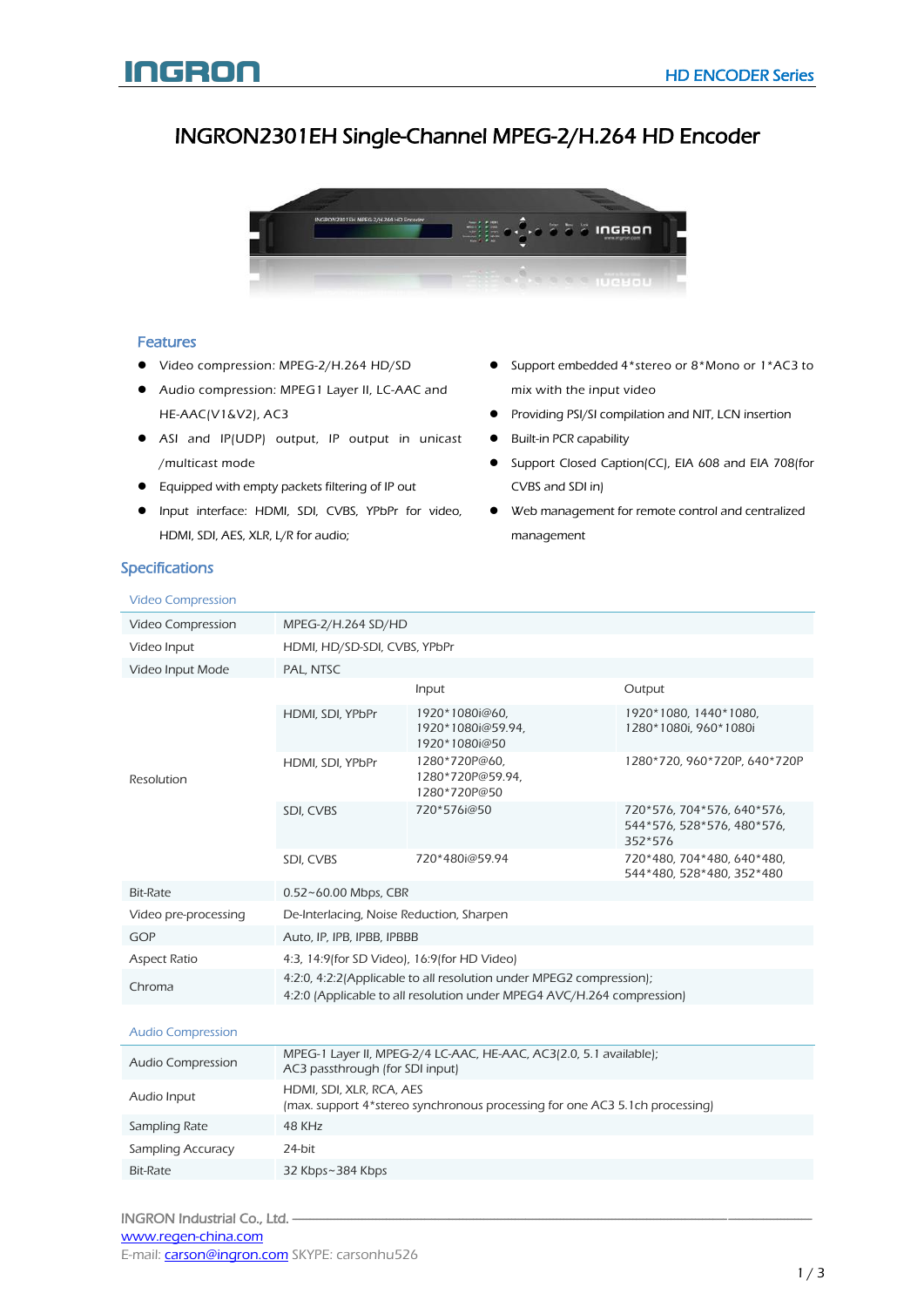# INGRON2301EH Single-Channel MPEG-2/H.264 HD Encoder

## Features

- Video compression: MPEG-2/H.264 HD/SD
- Audio compression: MPEG1 Layer II, LC-AAC and HE-AAC(V1&V2), AC3
- ASI and IP(UDP) output, IP output in unicast /multicast mode
- Equipped with empty packets filtering of IP out
- Input interface: HDMI, SDI, CVBS, YPbPr for video, HDMI, SDI, AES, XLR, L/R for audio;
- Support embedded 4*stereo or 8*Mono or 1*AC3 to mix with the input video
- Providing PSI/SI compilation and NIT, LCN insertion
- Built-in PCR capability
- Support Closed Caption(CC), EIA 608 and EIA 708(for CVBS and SDI in)
- Web management for remote control and centralized management

## Specifications

### Video Compression

| | | | |
|---|---|---|---|
| Video Compression | MPEG-2/H.264 SD/HD | | |
| Video Input | HDMI, HD/SD-SDI, CVBS, YPbPr | | |
| Video Input Mode | PAL, NTSC | | |
| Resolution | | Input | Output |
| | HDMI, SDI, YPbPr | 1920*1080i@60, 1920*1080i@59.94, 1920*1080i@50 | 1920*1080, 1440*1080, 1280*1080i, 960*1080i |
| | HDMI, SDI, YPbPr | 1280*720P@60, 1280*720P@59.94, 1280*720P@50 | 1280*720, 960*720P, 640*720P |
| | SDI, CVBS | 720*576i@50 | 720*576, 704*576, 640*576, 544*576, 528*576, 480*576, 352*576 |
| | SDI, CVBS | 720*480i@59.94 | 720*480, 704*480, 640*480, 544*480, 528*480, 352*480 |
| Bit-Rate | 0.52~60.00 Mbps, CBR | | |
| Video pre-processing | De-Interlacing, Noise Reduction, Sharpen | | |
| GOP | Auto, IP, IPB, IPBB, IPBBB | | |
| Aspect Ratio | 4:3, 14:9(for SD Video), 16:9(for HD Video) | | |
| Chroma | 4:2:0, 4:2:2(Applicable to all resolution under MPEG2 compression); 4:2:0 (Applicable to all resolution under MPEG4 AVC/H.264 compression) | | |

### Audio Compression

| | |
|---|---|
| Audio Compression | MPEG-1 Layer II, MPEG-2/4 LC-AAC, HE-AAC, AC3(2.0, 5.1 available); AC3 passthrough (for SDI input) |
| Audio Input | HDMI, SDI, XLR, RCA, AES (max. support 4*stereo synchronous processing for one AC3 5.1ch processing) |
| Sampling Rate | 48 KHz |
| Sampling Accuracy | 24-bit |
| Bit-Rate | 32 Kbps~384 Kbps |

INGRON Industrial Co., Ltd.
www.regen-china.com
E-mail: carson@ingron.com SKYPE: carsonhu526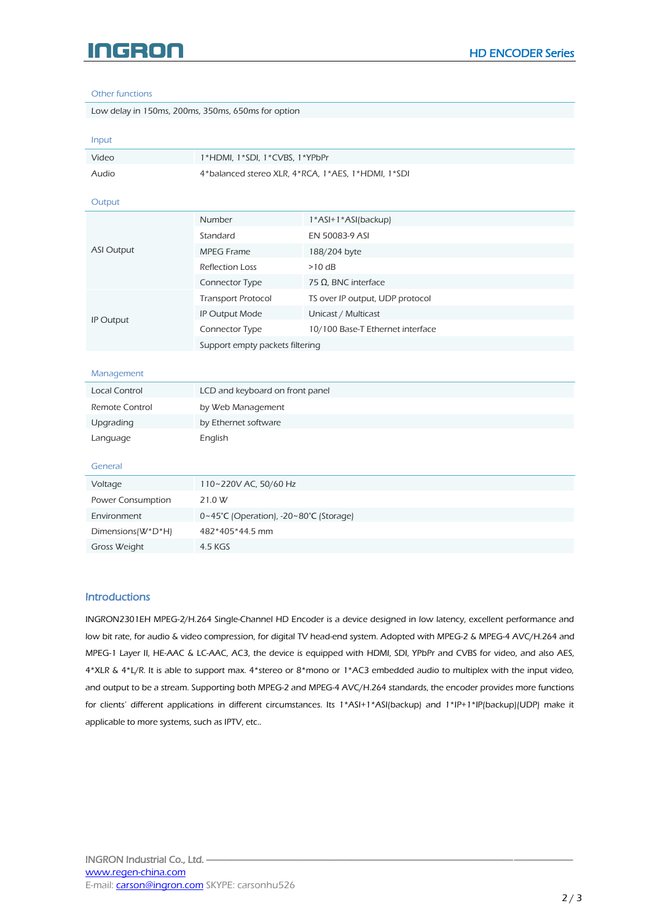### Other functions

| Low delay in 150ms, 200ms, 350ms, 650ms for option |
|---|

### Input

| | |
|---|---|
| Video | 1*HDMI, 1*SDI, 1*CVBS, 1*YPbPr |
| Audio | 4*balanced stereo XLR, 4*RCA, 1*AES, 1*HDMI, 1*SDI |

### Output

| | | |
|---|---|---|
| ASI Output | Number | 1*ASI+1*ASI(backup) |
| | Standard | EN 50083-9 ASI |
| | MPEG Frame | 188/204 byte |
| | Reflection Loss | >10 dB |
| | Connector Type | 75 Ω, BNC interface |
| IP Output | Transport Protocol | TS over IP output, UDP protocol |
| | IP Output Mode | Unicast / Multicast |
| | Connector Type | 10/100 Base-T Ethernet interface |
| | Support empty packets filtering | |

### Management

| | |
|---|---|
| Local Control | LCD and keyboard on front panel |
| Remote Control | by Web Management |
| Upgrading | by Ethernet software |
| Language | English |

### General

| | |
|---|---|
| Voltage | 110~220V AC, 50/60 Hz |
| Power Consumption | 21.0 W |
| Environment | 0~45℃ (Operation), -20~80℃ (Storage) |
| Dimensions(W*D*H) | 482*405*44.5 mm |
| Gross Weight | 4.5 KGS |

## Introductions

INGRON2301EH MPEG-2/H.264 Single-Channel HD Encoder is a device designed in low latency, excellent performance and low bit rate, for audio & video compression, for digital TV head-end system. Adopted with MPEG-2 & MPEG-4 AVC/H.264 and MPEG-1 Layer II, HE-AAC & LC-AAC, AC3, the device is equipped with HDMI, SDI, YPbPr and CVBS for video, and also AES, 4*XLR & 4*L/R. It is able to support max. 4*stereo or 8*mono or 1*AC3 embedded audio to multiplex with the input video, and output to be a stream. Supporting both MPEG-2 and MPEG-4 AVC/H.264 standards, the encoder provides more functions for clients' different applications in different circumstances. Its 1*ASI+1*ASI(backup) and 1*IP+1*IP(backup)(UDP) make it applicable to more systems, such as IPTV, etc..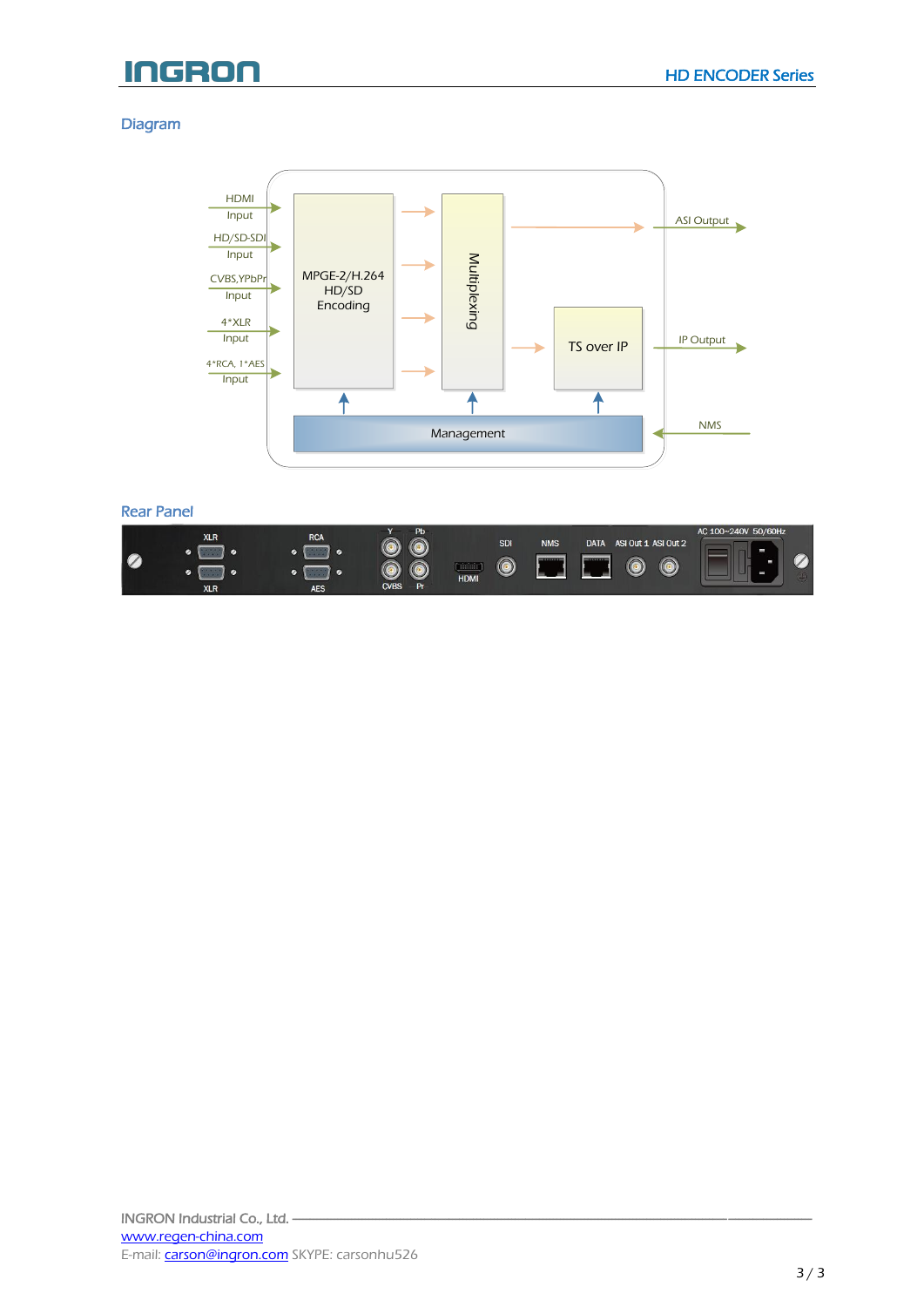## Diagram

HDMI Input

HD/SD-SDI Input

CVBS,YPbPr Input

4*XLR Input

4*RCA, 1*AES Input

MPGE-2/H.264 HD/SD Encoding

Multiplexing

TS over IP

Management

ASI Output

IP Output

NMS

## Rear Panel

XLR

XLR

RCA

AES

Y

Pb

CVBS

Pr

HDMI

SDI

NMS

DATA

ASI Out 1

ASI Out 2

AC 100~240V 50/60Hz

INGRON Industrial Co., Ltd.

www.regen-china.com

E-mail: carson@ingron.com SKYPE: carsonhu526